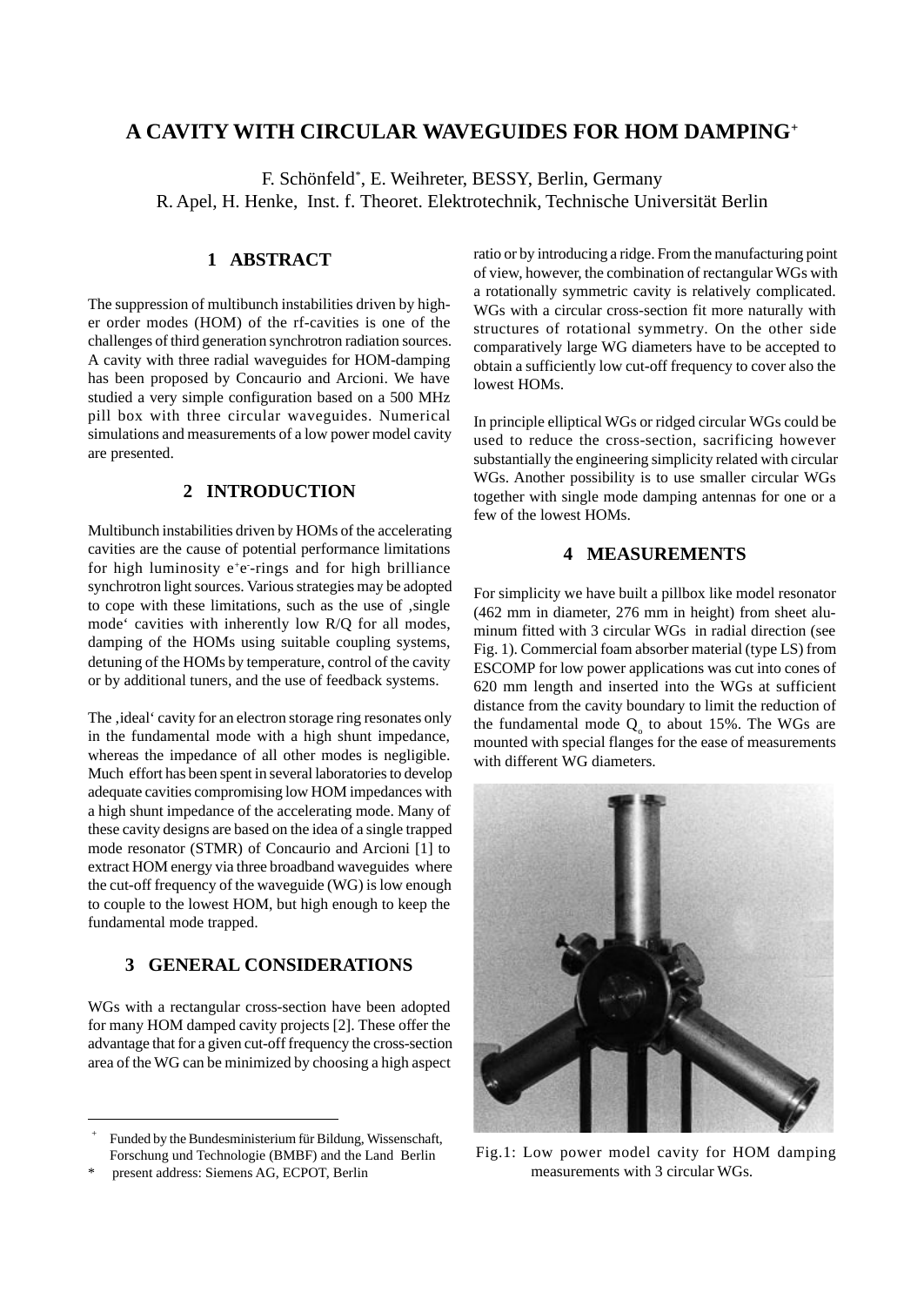# A CAVITY WITH CIRCULAR WAVEGUIDES FOR HOM DAMPING[+]

F. Schönfeld[*], E. Weihreter, BESSY, Berlin, Germany
R. Apel, H. Henke, Inst. f. Theoret. Elektrotechnik, Technische Universität Berlin

## 1 ABSTRACT

The suppression of multibunch instabilities driven by higher order modes (HOM) of the rf-cavities is one of the challenges of third generation synchrotron radiation sources. A cavity with three radial waveguides for HOM-damping has been proposed by Concaurio and Arcioni. We have studied a very simple configuration based on a 500 MHz pill box with three circular waveguides. Numerical simulations and measurements of a low power model cavity are presented.

## 2 INTRODUCTION

Multibunch instabilities driven by HOMs of the accelerating cavities are the cause of potential performance limitations for high luminosity $e^+e^-$-rings and for high brilliance synchrotron light sources. Various strategies may be adopted to cope with these limitations, such as the use of ‚single mode' cavities with inherently low R/Q for all modes, damping of the HOMs using suitable coupling systems, detuning of the HOMs by temperature, control of the cavity or by additional tuners, and the use of feedback systems.

The ‚ideal' cavity for an electron storage ring resonates only in the fundamental mode with a high shunt impedance, whereas the impedance of all other modes is negligible. Much effort has been spent in several laboratories to develop adequate cavities compromising low HOM impedances with a high shunt impedance of the accelerating mode. Many of these cavity designs are based on the idea of a single trapped mode resonator (STMR) of Concaurio and Arcioni [1] to extract HOM energy via three broadband waveguides where the cut-off frequency of the waveguide (WG) is low enough to couple to the lowest HOM, but high enough to keep the fundamental mode trapped.

## 3 GENERAL CONSIDERATIONS

WGs with a rectangular cross-section have been adopted for many HOM damped cavity projects [2]. These offer the advantage that for a given cut-off frequency the cross-section area of the WG can be minimized by choosing a high aspect ratio or by introducing a ridge. From the manufacturing point of view, however, the combination of rectangular WGs with a rotationally symmetric cavity is relatively complicated. WGs with a circular cross-section fit more naturally with structures of rotational symmetry. On the other side comparatively large WG diameters have to be accepted to obtain a sufficiently low cut-off frequency to cover also the lowest HOMs.

In principle elliptical WGs or ridged circular WGs could be used to reduce the cross-section, sacrificing however substantially the engineering simplicity related with circular WGs. Another possibility is to use smaller circular WGs together with single mode damping antennas for one or a few of the lowest HOMs.

## 4 MEASUREMENTS

For simplicity we have built a pillbox like model resonator (462 mm in diameter, 276 mm in height) from sheet aluminum fitted with 3 circular WGs in radial direction (see Fig. 1). Commercial foam absorber material (type LS) from ESCOMP for low power applications was cut into cones of 620 mm length and inserted into the WGs at sufficient distance from the cavity boundary to limit the reduction of the fundamental mode $Q_o$ to about 15%. The WGs are mounted with special flanges for the ease of measurements with different WG diameters.

Fig.1: Low power model cavity for HOM damping measurements with 3 circular WGs.

---

[+] Funded by the Bundesministerium für Bildung, Wissenschaft, Forschung und Technologie (BMBF) and the Land Berlin

[*] present address: Siemens AG, ECPOT, Berlin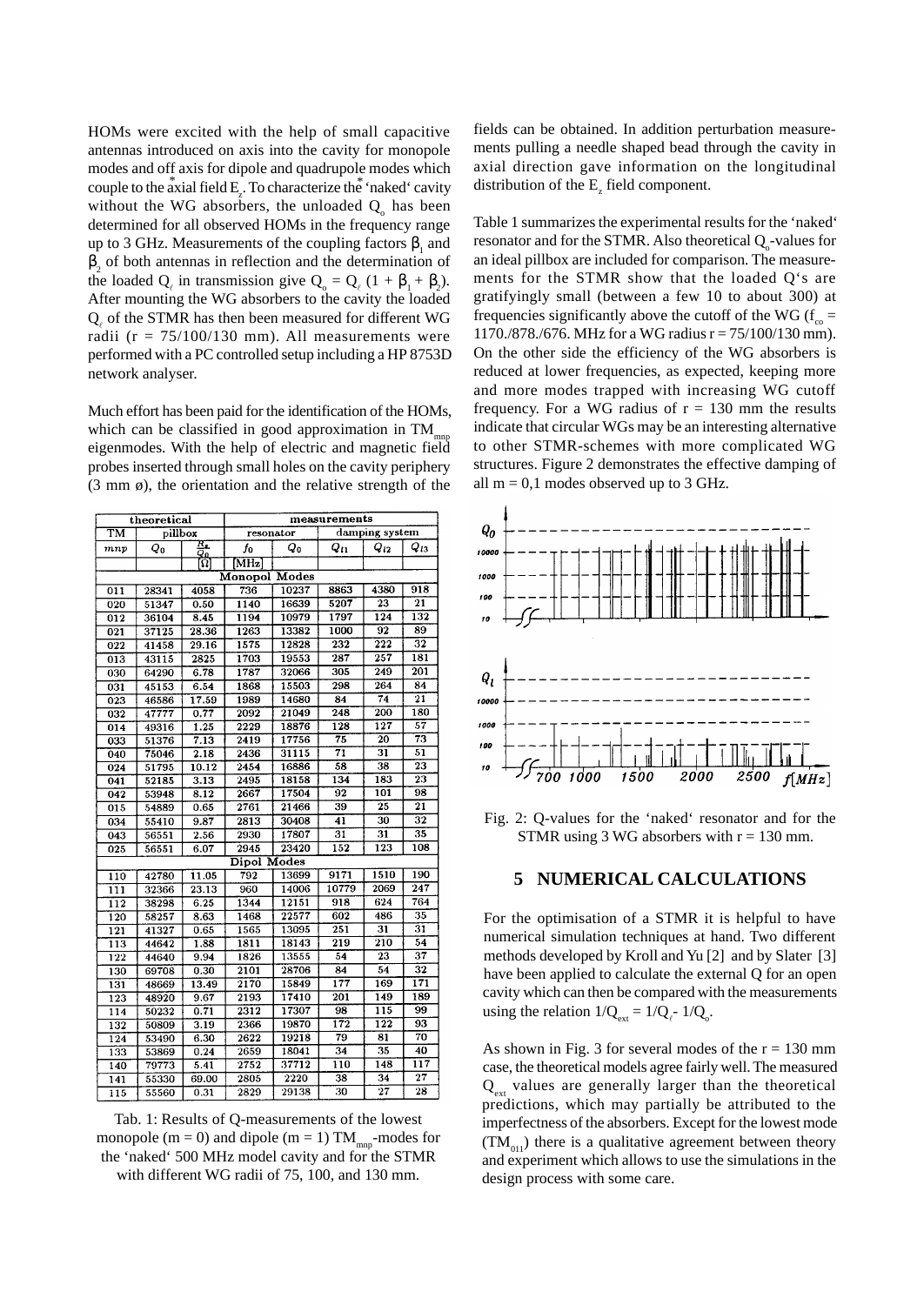HOMs were excited with the help of small capacitive antennas introduced on axis into the cavity for monopole modes and off axis for dipole and quadrupole modes which couple to the axial field $E_z$. To characterize the 'naked' cavity without the WG absorbers, the unloaded $Q_o$ has been determined for all observed HOMs in the frequency range up to 3 GHz. Measurements of the coupling factors $\beta_1$ and $\beta_2$ of both antennas in reflection and the determination of the loaded $Q_\ell$ in transmission give $Q_o = Q_\ell\,(1 + \beta_1 + \beta_2)$. After mounting the WG absorbers to the cavity the loaded $Q_\ell$ of the STMR has then been measured for different WG radii (r = 75/100/130 mm). All measurements were performed with a PC controlled setup including a HP 8753D network analyser.

Much effort has been paid for the identification of the HOMs, which can be classified in good approximation in $TM_{mnp}$ eigenmodes. With the help of electric and magnetic field probes inserted through small holes on the cavity periphery (3 mm ø), the orientation and the relative strength of the fields can be obtained. In addition perturbation measurements pulling a needle shaped bead through the cavity in axial direction gave information on the longitudinal distribution of the $E_z$ field component.

| theoretical | | | measurements | | | | |
|---|---|---|---|---|---|---|---|
| TM | pillbox | | resonator | | damping system | | |
| mnp | $Q_0$ | $\frac{R_s}{Q_0}$ [Ω] | $f_0$ [MHz] | $Q_0$ | $Q_{\ell 1}$ | $Q_{\ell 2}$ | $Q_{\ell 3}$ |
| **Monopol Modes** | | | | | | | |
| 011 | 28341 | 4058 | 736 | 10237 | 8863 | 4380 | 918 |
| 020 | 51347 | 0.50 | 1140 | 16639 | 5207 | 23 | 21 |
| 012 | 36104 | 8.45 | 1194 | 10979 | 1797 | 124 | 132 |
| 021 | 37125 | 28.36 | 1263 | 13382 | 1000 | 92 | 89 |
| 022 | 41458 | 29.16 | 1575 | 12828 | 232 | 222 | 32 |
| 013 | 43115 | 2825 | 1703 | 19553 | 287 | 257 | 181 |
| 030 | 64290 | 6.78 | 1787 | 32066 | 305 | 249 | 201 |
| 031 | 45153 | 6.54 | 1868 | 15503 | 298 | 264 | 84 |
| 023 | 46586 | 17.59 | 1989 | 14680 | 84 | 74 | 21 |
| 032 | 47777 | 0.77 | 2092 | 21049 | 248 | 200 | 180 |
| 014 | 49316 | 1.25 | 2229 | 18876 | 128 | 127 | 57 |
| 033 | 51376 | 7.13 | 2419 | 17756 | 75 | 20 | 73 |
| 040 | 75046 | 2.18 | 2436 | 31115 | 71 | 31 | 51 |
| 024 | 51795 | 10.12 | 2454 | 16886 | 58 | 38 | 23 |
| 041 | 52185 | 3.13 | 2495 | 18158 | 134 | 183 | 23 |
| 042 | 53948 | 8.12 | 2667 | 17504 | 92 | 101 | 98 |
| 015 | 54889 | 0.65 | 2761 | 21466 | 39 | 25 | 21 |
| 034 | 55410 | 9.87 | 2813 | 30408 | 41 | 30 | 32 |
| 043 | 56551 | 2.56 | 2930 | 17807 | 31 | 31 | 35 |
| 025 | 56551 | 6.07 | 2945 | 23420 | 152 | 123 | 108 |
| **Dipol Modes** | | | | | | | |
| 110 | 42780 | 11.05 | 792 | 13699 | 9171 | 1510 | 190 |
| 111 | 32366 | 23.13 | 960 | 14006 | 10779 | 2069 | 247 |
| 112 | 38298 | 6.25 | 1344 | 12151 | 918 | 624 | 764 |
| 120 | 58257 | 8.63 | 1468 | 22577 | 602 | 486 | 35 |
| 121 | 41327 | 0.65 | 1565 | 13095 | 251 | 31 | 31 |
| 113 | 44642 | 1.88 | 1811 | 18143 | 219 | 210 | 54 |
| 122 | 44640 | 9.94 | 1826 | 13555 | 54 | 23 | 37 |
| 130 | 69708 | 0.30 | 2101 | 28706 | 84 | 54 | 32 |
| 131 | 48669 | 13.49 | 2170 | 15849 | 177 | 169 | 171 |
| 123 | 48920 | 9.67 | 2193 | 17410 | 201 | 149 | 189 |
| 114 | 50232 | 0.71 | 2312 | 17307 | 98 | 115 | 99 |
| 132 | 50809 | 3.19 | 2366 | 19870 | 172 | 122 | 93 |
| 124 | 53490 | 6.30 | 2622 | 19218 | 79 | 81 | 70 |
| 133 | 53869 | 0.24 | 2659 | 18041 | 34 | 35 | 40 |
| 140 | 79773 | 5.41 | 2752 | 37712 | 110 | 148 | 117 |
| 141 | 55330 | 69.00 | 2805 | 2220 | 38 | 34 | 27 |
| 115 | 55560 | 0.31 | 2829 | 29138 | 30 | 27 | 28 |

Tab. 1: Results of Q-measurements of the lowest monopole (m = 0) and dipole (m = 1) $TM_{mnp}$-modes for the 'naked' 500 MHz model cavity and for the STMR with different WG radii of 75, 100, and 130 mm.

Table 1 summarizes the experimental results for the 'naked' resonator and for the STMR. Also theoretical $Q_o$-values for an ideal pillbox are included for comparison. The measurements for the STMR show that the loaded Q's are gratifyingly small (between a few 10 to about 300) at frequencies significantly above the cutoff of the WG ($f_{co}$ = 1170./878./676. MHz for a WG radius r = 75/100/130 mm). On the other side the efficiency of the WG absorbers is reduced at lower frequencies, as expected, keeping more and more modes trapped with increasing WG cutoff frequency. For a WG radius of r = 130 mm the results indicate that circular WGs may be an interesting alternative to other STMR-schemes with more complicated WG structures. Figure 2 demonstrates the effective damping of all m = 0,1 modes observed up to 3 GHz.

Fig. 2: Q-values for the 'naked' resonator and for the STMR using 3 WG absorbers with r = 130 mm.

## 5 NUMERICAL CALCULATIONS

For the optimisation of a STMR it is helpful to have numerical simulation techniques at hand. Two different methods developed by Kroll and Yu [2] and by Slater [3] have been applied to calculate the external Q for an open cavity which can then be compared with the measurements using the relation $1/Q_{ext} = 1/Q_\ell - 1/Q_o$.

As shown in Fig. 3 for several modes of the r = 130 mm case, the theoretical models agree fairly well. The measured $Q_{ext}$ values are generally larger than the theoretical predictions, which may partially be attributed to the imperfectness of the absorbers. Except for the lowest mode ($TM_{011}$) there is a qualitative agreement between theory and experiment which allows to use the simulations in the design process with some care.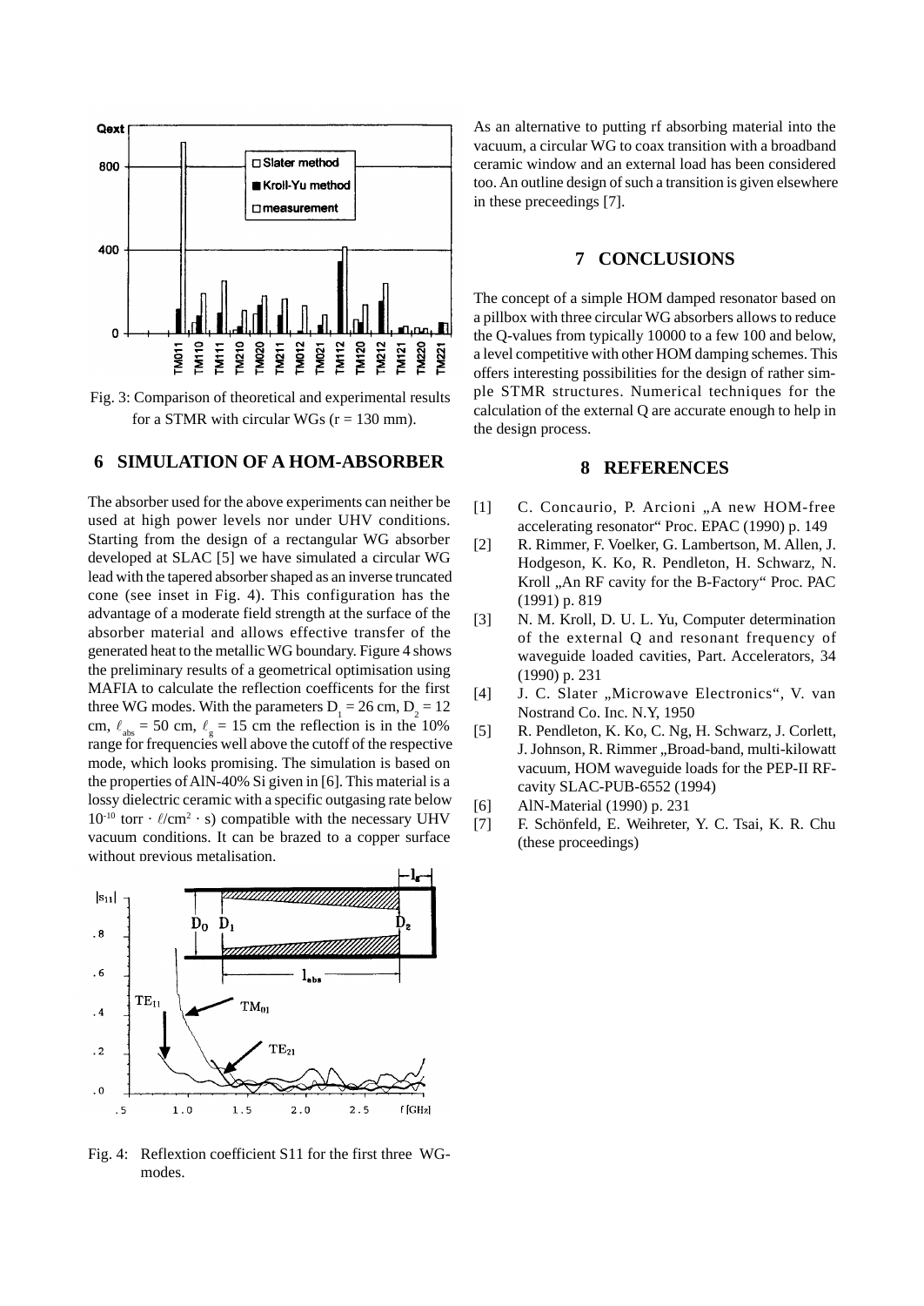Qext

800

400

0

□ Slater method

■ Kroll-Yu method

□ measurement

TM011 TM110 TM111 TM210 TM020 TM211 TM012 TM021 TM112 TM120 TM212 TM121 TM220 TM221

Fig. 3: Comparison of theoretical and experimental results for a STMR with circular WGs (r = 130 mm).

## 6 SIMULATION OF A HOM-ABSORBER

The absorber used for the above experiments can neither be used at high power levels nor under UHV conditions. Starting from the design of a rectangular WG absorber developed at SLAC [5] we have simulated a circular WG lead with the tapered absorber shaped as an inverse truncated cone (see inset in Fig. 4). This configuration has the advantage of a moderate field strength at the surface of the absorber material and allows effective transfer of the generated heat to the metallic WG boundary. Figure 4 shows the preliminary results of a geometrical optimisation using MAFIA to calculate the reflection coefficents for the first three WG modes. With the parameters $D_1 = 26$ cm, $D_2 = 12$ cm, $\ell_{abs} = 50$ cm, $\ell_g = 15$ cm the reflection is in the 10% range for frequencies well above the cutoff of the respective mode, which looks promising. The simulation is based on the properties of AlN-40% Si given in [6]. This material is a lossy dielectric ceramic with a specific outgasing rate below $10^{-10}$ torr $\cdot$ $\ell$/cm$^2$ $\cdot$ s) compatible with the necessary UHV vacuum conditions. It can be brazed to a copper surface without previous metalisation.

|s11|

.8

.6

.4

.2

.0

.5 1.0 1.5 2.0 2.5 f [GHz]

$D_0$ $D_1$ $D_2$ $l_g$ $l_{abs}$

$TE_{11}$ $TM_{01}$ $TE_{21}$

Fig. 4: Reflextion coefficient S11 for the first three WG-modes.

As an alternative to putting rf absorbing material into the vacuum, a circular WG to coax transition with a broadband ceramic window and an external load has been considered too. An outline design of such a transition is given elsewhere in these preceedings [7].

## 7 CONCLUSIONS

The concept of a simple HOM damped resonator based on a pillbox with three circular WG absorbers allows to reduce the Q-values from typically 10000 to a few 100 and below, a level competitive with other HOM damping schemes. This offers interesting possibilities for the design of rather simple STMR structures. Numerical techniques for the calculation of the external Q are accurate enough to help in the design process.

## 8 REFERENCES

[1] C. Concaurio, P. Arcioni „A new HOM-free accelerating resonator“ Proc. EPAC (1990) p. 149

[2] R. Rimmer, F. Voelker, G. Lambertson, M. Allen, J. Hodgeson, K. Ko, R. Pendleton, H. Schwarz, N. Kroll „An RF cavity for the B-Factory“ Proc. PAC (1991) p. 819

[3] N. M. Kroll, D. U. L. Yu, Computer determination of the external Q and resonant frequency of waveguide loaded cavities, Part. Accelerators, 34 (1990) p. 231

[4] J. C. Slater „Microwave Electronics“, V. van Nostrand Co. Inc. N.Y, 1950

[5] R. Pendleton, K. Ko, C. Ng, H. Schwarz, J. Corlett, J. Johnson, R. Rimmer „Broad-band, multi-kilowatt vacuum, HOM waveguide loads for the PEP-II RF-cavity SLAC-PUB-6552 (1994)

[6] AlN-Material (1990) p. 231

[7] F. Schönfeld, E. Weihreter, Y. C. Tsai, K. R. Chu (these proceedings)